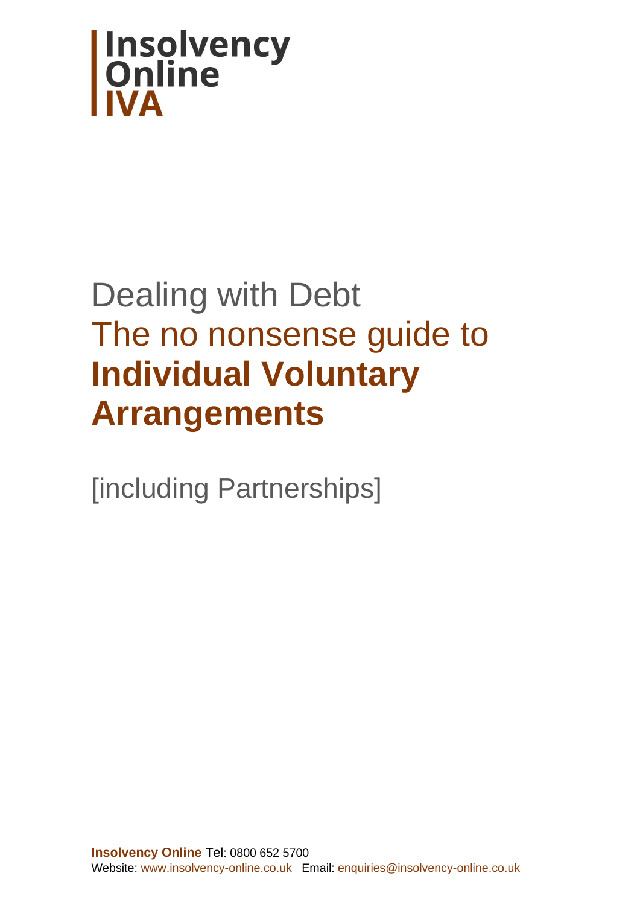**Insolvency Online IVA**

# Dealing with Debt

# The no nonsense guide to **Individual Voluntary Arrangements**

[including Partnerships]

**Insolvency Online** Tel: 0800 652 5700
Website: www.insolvency-online.co.uk Email: enquiries@insolvency-online.co.uk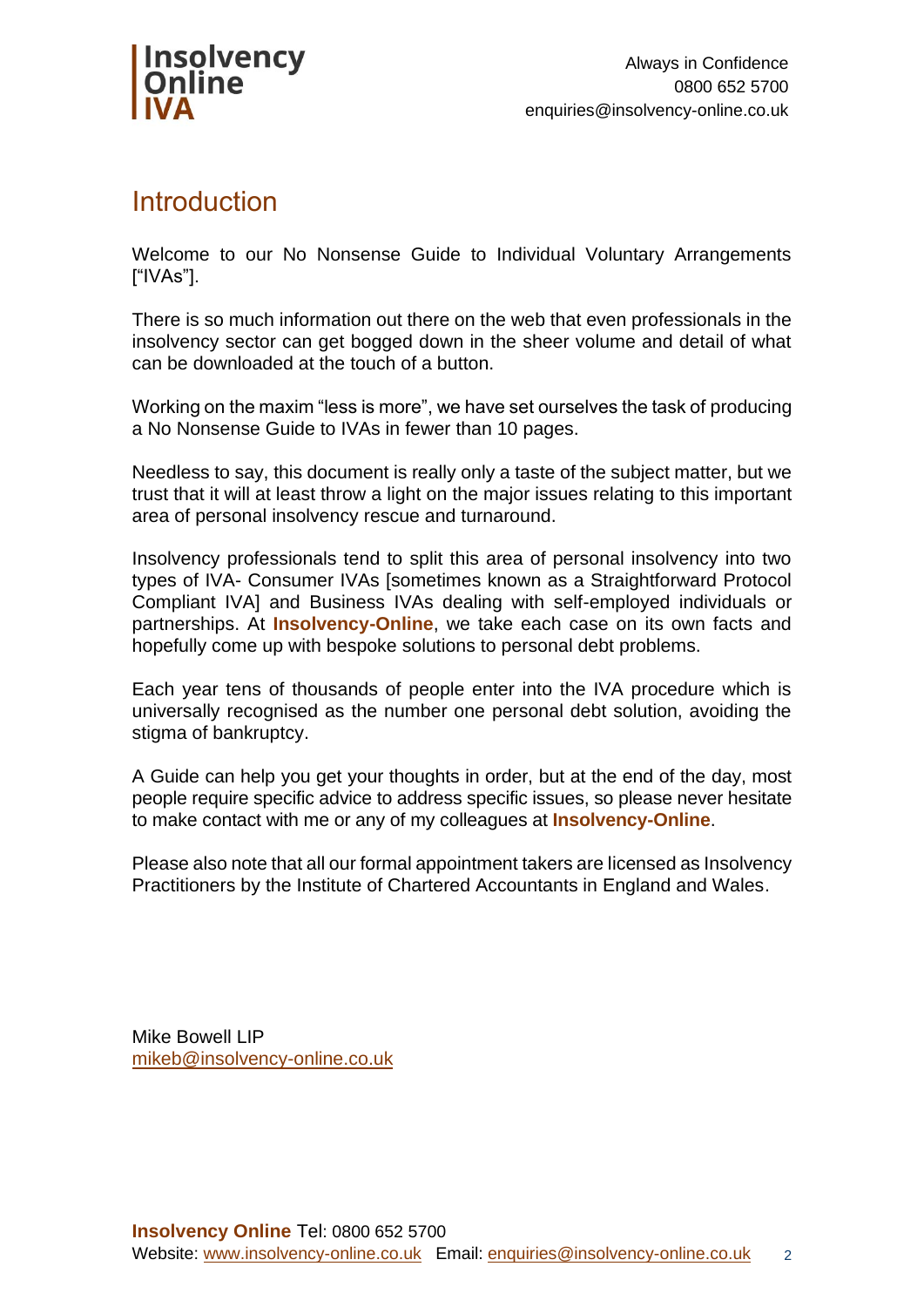# Introduction

Welcome to our No Nonsense Guide to Individual Voluntary Arrangements ["IVAs"].

There is so much information out there on the web that even professionals in the insolvency sector can get bogged down in the sheer volume and detail of what can be downloaded at the touch of a button.

Working on the maxim "less is more", we have set ourselves the task of producing a No Nonsense Guide to IVAs in fewer than 10 pages.

Needless to say, this document is really only a taste of the subject matter, but we trust that it will at least throw a light on the major issues relating to this important area of personal insolvency rescue and turnaround.

Insolvency professionals tend to split this area of personal insolvency into two types of IVA- Consumer IVAs [sometimes known as a Straightforward Protocol Compliant IVA] and Business IVAs dealing with self-employed individuals or partnerships. At **Insolvency-Online**, we take each case on its own facts and hopefully come up with bespoke solutions to personal debt problems.

Each year tens of thousands of people enter into the IVA procedure which is universally recognised as the number one personal debt solution, avoiding the stigma of bankruptcy.

A Guide can help you get your thoughts in order, but at the end of the day, most people require specific advice to address specific issues, so please never hesitate to make contact with me or any of my colleagues at **Insolvency-Online**.

Please also note that all our formal appointment takers are licensed as Insolvency Practitioners by the Institute of Chartered Accountants in England and Wales.

Mike Bowell LIP
mikeb@insolvency-online.co.uk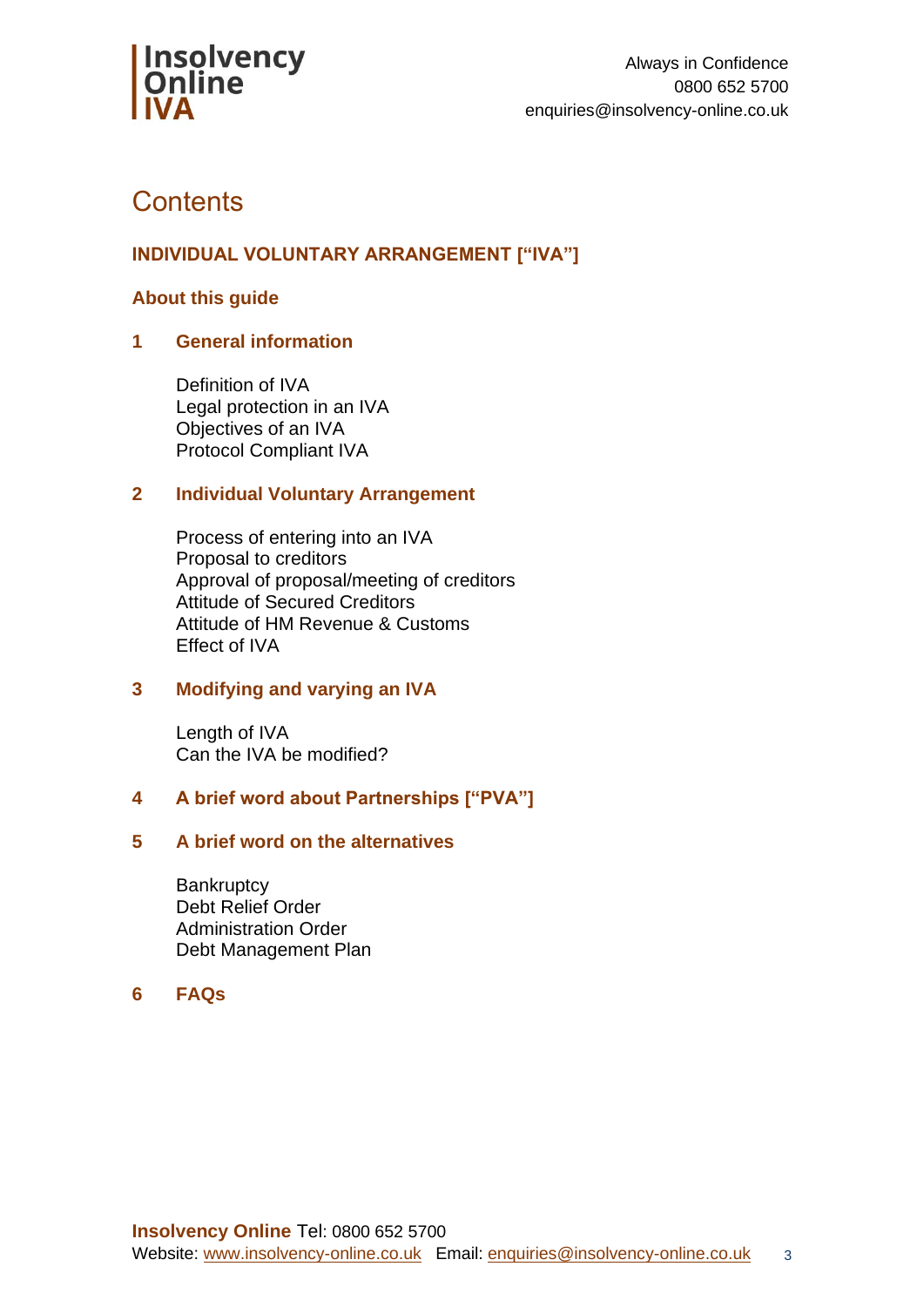# Contents

**INDIVIDUAL VOLUNTARY ARRANGEMENT ["IVA"]**

**About this guide**

## 1 General information

Definition of IVA
Legal protection in an IVA
Objectives of an IVA
Protocol Compliant IVA

## 2 Individual Voluntary Arrangement

Process of entering into an IVA
Proposal to creditors
Approval of proposal/meeting of creditors
Attitude of Secured Creditors
Attitude of HM Revenue & Customs
Effect of IVA

## 3 Modifying and varying an IVA

Length of IVA
Can the IVA be modified?

## 4 A brief word about Partnerships ["PVA"]

## 5 A brief word on the alternatives

Bankruptcy
Debt Relief Order
Administration Order
Debt Management Plan

## 6 FAQs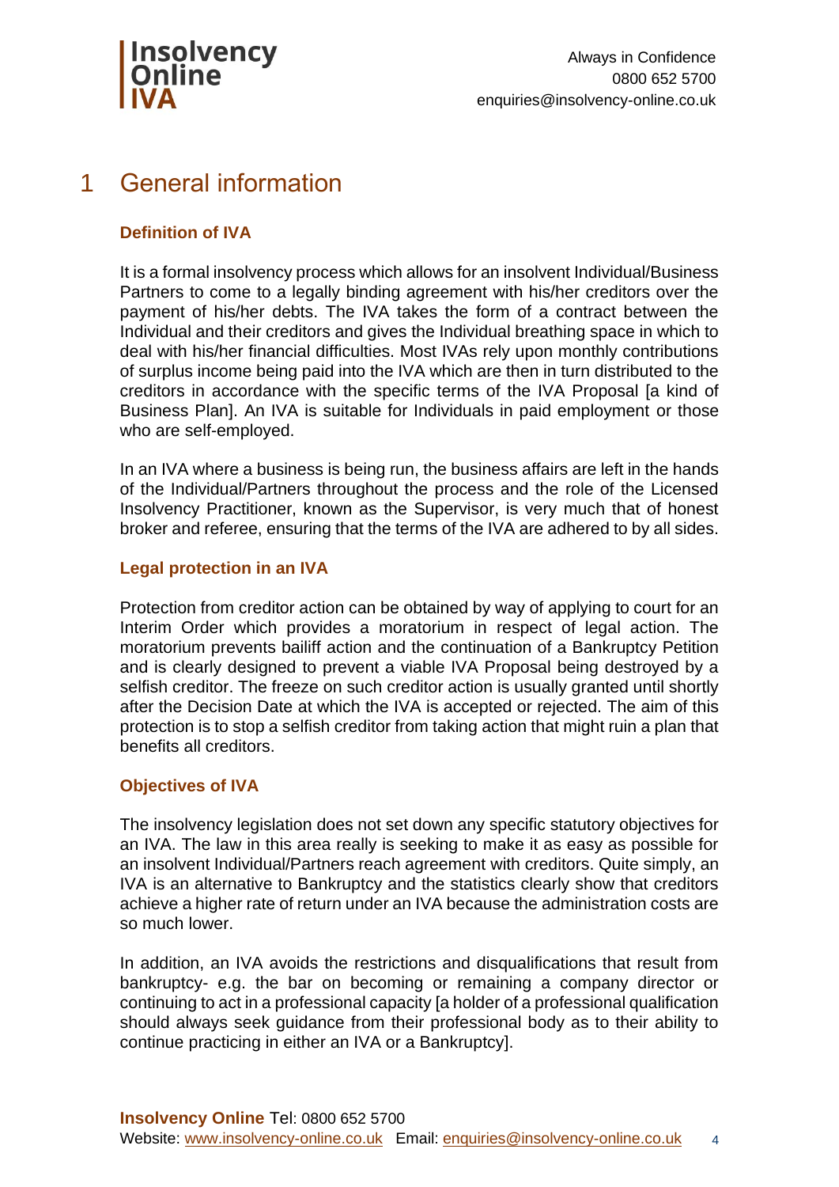# 1 General information

### Definition of IVA

It is a formal insolvency process which allows for an insolvent Individual/Business Partners to come to a legally binding agreement with his/her creditors over the payment of his/her debts. The IVA takes the form of a contract between the Individual and their creditors and gives the Individual breathing space in which to deal with his/her financial difficulties. Most IVAs rely upon monthly contributions of surplus income being paid into the IVA which are then in turn distributed to the creditors in accordance with the specific terms of the IVA Proposal [a kind of Business Plan]. An IVA is suitable for Individuals in paid employment or those who are self-employed.

In an IVA where a business is being run, the business affairs are left in the hands of the Individual/Partners throughout the process and the role of the Licensed Insolvency Practitioner, known as the Supervisor, is very much that of honest broker and referee, ensuring that the terms of the IVA are adhered to by all sides.

### Legal protection in an IVA

Protection from creditor action can be obtained by way of applying to court for an Interim Order which provides a moratorium in respect of legal action. The moratorium prevents bailiff action and the continuation of a Bankruptcy Petition and is clearly designed to prevent a viable IVA Proposal being destroyed by a selfish creditor. The freeze on such creditor action is usually granted until shortly after the Decision Date at which the IVA is accepted or rejected. The aim of this protection is to stop a selfish creditor from taking action that might ruin a plan that benefits all creditors.

### Objectives of IVA

The insolvency legislation does not set down any specific statutory objectives for an IVA. The law in this area really is seeking to make it as easy as possible for an insolvent Individual/Partners reach agreement with creditors. Quite simply, an IVA is an alternative to Bankruptcy and the statistics clearly show that creditors achieve a higher rate of return under an IVA because the administration costs are so much lower.

In addition, an IVA avoids the restrictions and disqualifications that result from bankruptcy- e.g. the bar on becoming or remaining a company director or continuing to act in a professional capacity [a holder of a professional qualification should always seek guidance from their professional body as to their ability to continue practicing in either an IVA or a Bankruptcy].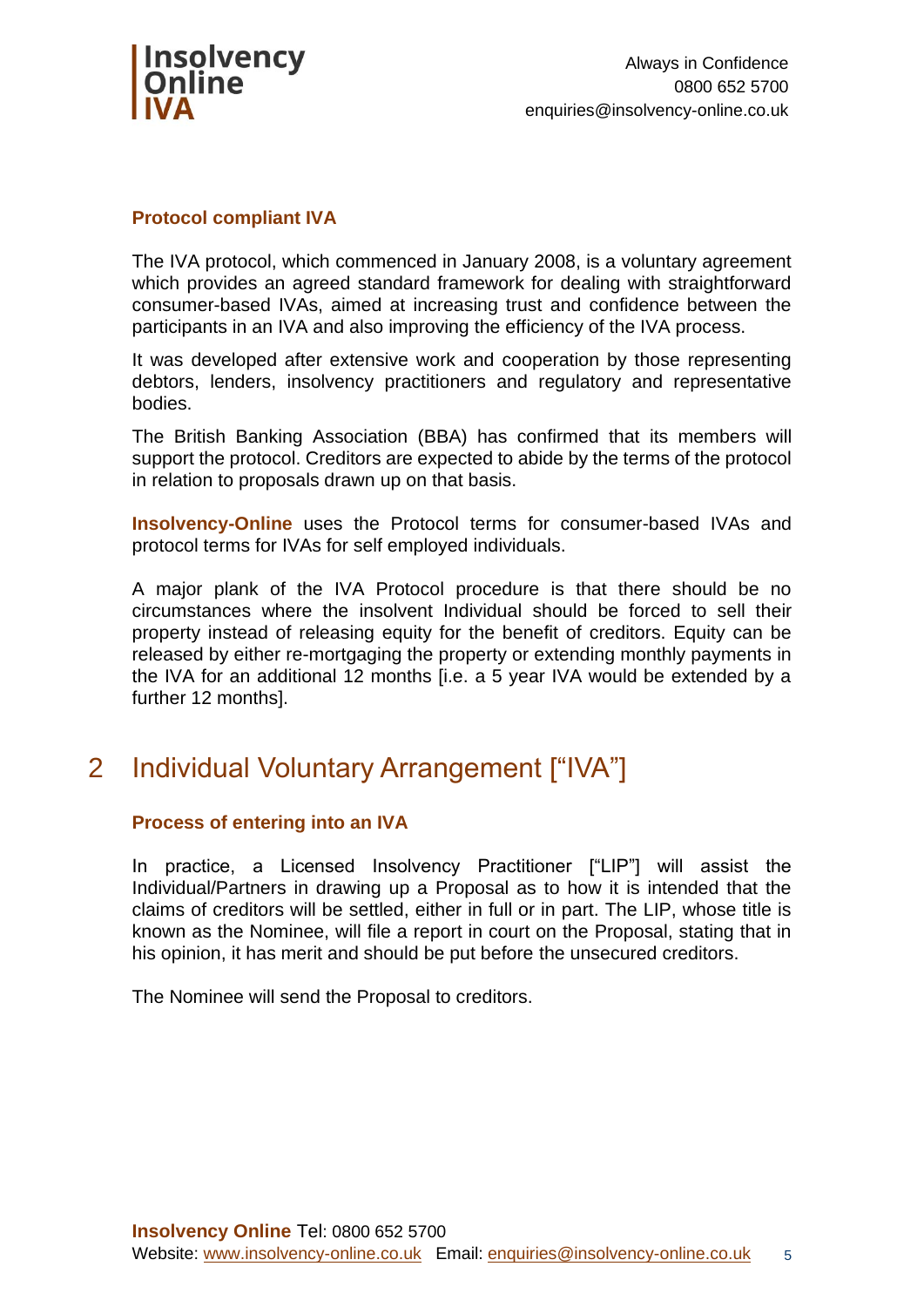### Protocol compliant IVA

The IVA protocol, which commenced in January 2008, is a voluntary agreement which provides an agreed standard framework for dealing with straightforward consumer-based IVAs, aimed at increasing trust and confidence between the participants in an IVA and also improving the efficiency of the IVA process.

It was developed after extensive work and cooperation by those representing debtors, lenders, insolvency practitioners and regulatory and representative bodies.

The British Banking Association (BBA) has confirmed that its members will support the protocol. Creditors are expected to abide by the terms of the protocol in relation to proposals drawn up on that basis.

**Insolvency-Online** uses the Protocol terms for consumer-based IVAs and protocol terms for IVAs for self employed individuals.

A major plank of the IVA Protocol procedure is that there should be no circumstances where the insolvent Individual should be forced to sell their property instead of releasing equity for the benefit of creditors. Equity can be released by either re-mortgaging the property or extending monthly payments in the IVA for an additional 12 months [i.e. a 5 year IVA would be extended by a further 12 months].

## 2 Individual Voluntary Arrangement ["IVA"]

### Process of entering into an IVA

In practice, a Licensed Insolvency Practitioner ["LIP"] will assist the Individual/Partners in drawing up a Proposal as to how it is intended that the claims of creditors will be settled, either in full or in part. The LIP, whose title is known as the Nominee, will file a report in court on the Proposal, stating that in his opinion, it has merit and should be put before the unsecured creditors.

The Nominee will send the Proposal to creditors.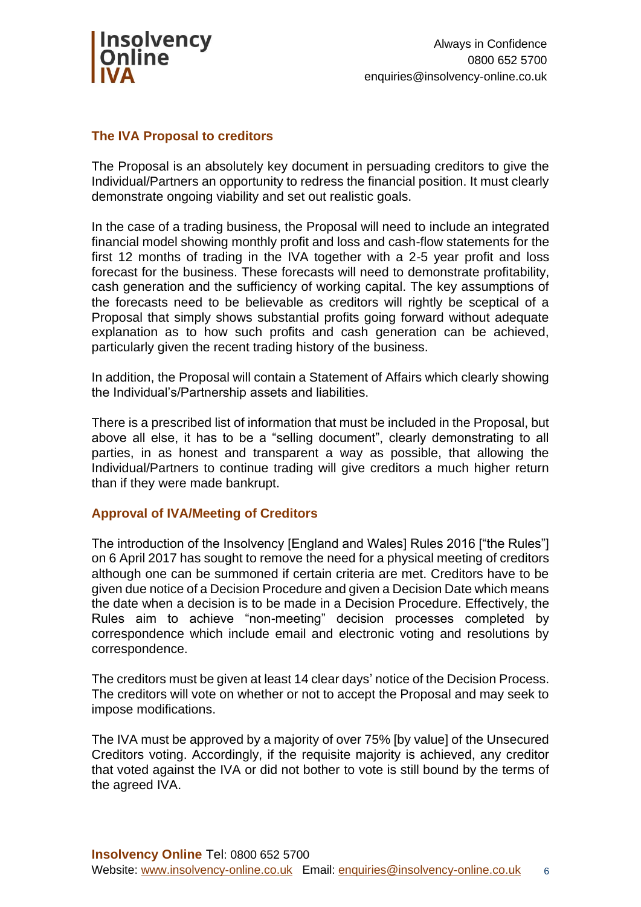## The IVA Proposal to creditors

The Proposal is an absolutely key document in persuading creditors to give the Individual/Partners an opportunity to redress the financial position. It must clearly demonstrate ongoing viability and set out realistic goals.

In the case of a trading business, the Proposal will need to include an integrated financial model showing monthly profit and loss and cash-flow statements for the first 12 months of trading in the IVA together with a 2-5 year profit and loss forecast for the business. These forecasts will need to demonstrate profitability, cash generation and the sufficiency of working capital. The key assumptions of the forecasts need to be believable as creditors will rightly be sceptical of a Proposal that simply shows substantial profits going forward without adequate explanation as to how such profits and cash generation can be achieved, particularly given the recent trading history of the business.

In addition, the Proposal will contain a Statement of Affairs which clearly showing the Individual's/Partnership assets and liabilities.

There is a prescribed list of information that must be included in the Proposal, but above all else, it has to be a "selling document", clearly demonstrating to all parties, in as honest and transparent a way as possible, that allowing the Individual/Partners to continue trading will give creditors a much higher return than if they were made bankrupt.

## Approval of IVA/Meeting of Creditors

The introduction of the Insolvency [England and Wales] Rules 2016 ["the Rules"] on 6 April 2017 has sought to remove the need for a physical meeting of creditors although one can be summoned if certain criteria are met. Creditors have to be given due notice of a Decision Procedure and given a Decision Date which means the date when a decision is to be made in a Decision Procedure. Effectively, the Rules aim to achieve "non-meeting" decision processes completed by correspondence which include email and electronic voting and resolutions by correspondence.

The creditors must be given at least 14 clear days' notice of the Decision Process. The creditors will vote on whether or not to accept the Proposal and may seek to impose modifications.

The IVA must be approved by a majority of over 75% [by value] of the Unsecured Creditors voting. Accordingly, if the requisite majority is achieved, any creditor that voted against the IVA or did not bother to vote is still bound by the terms of the agreed IVA.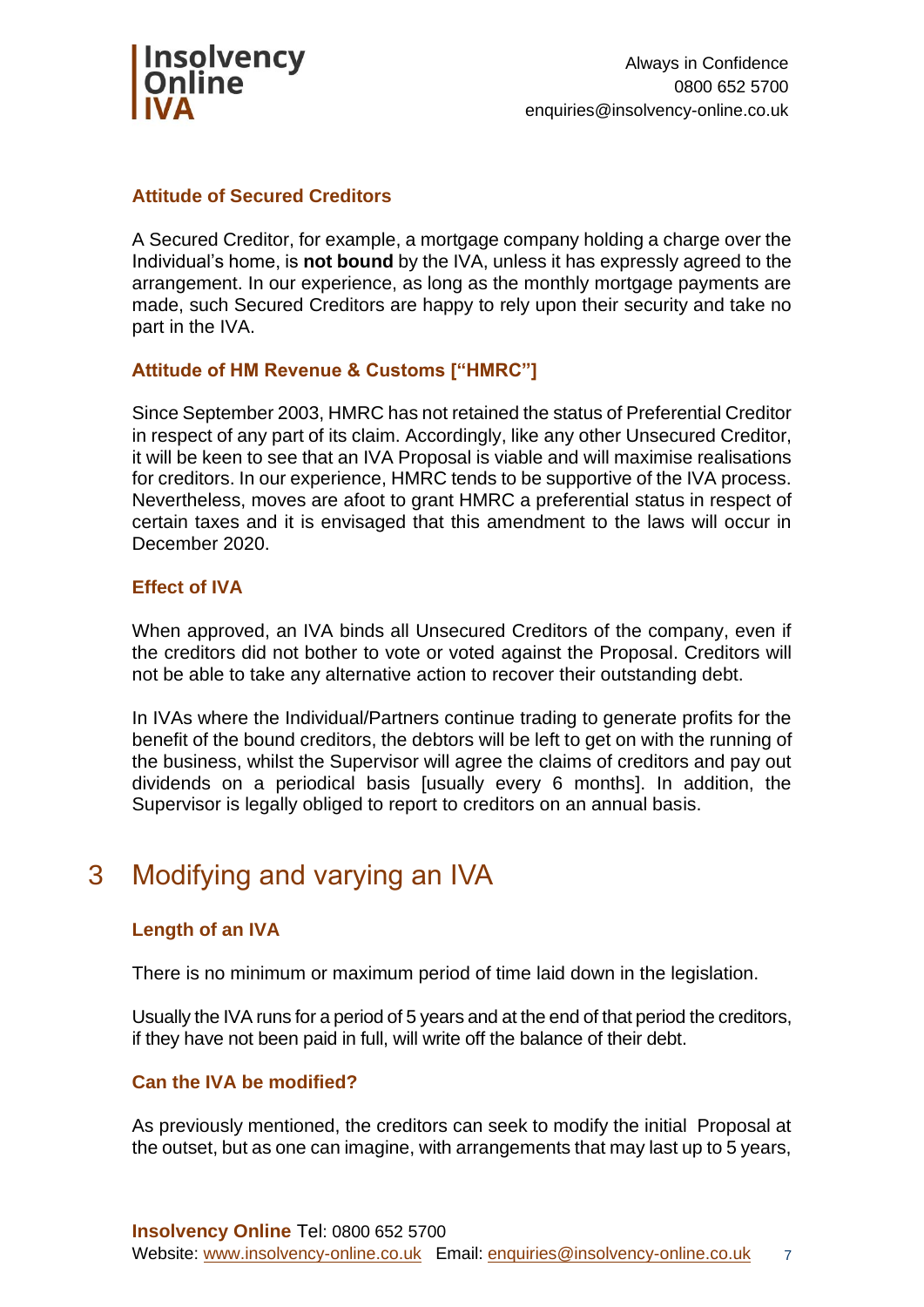### Attitude of Secured Creditors

A Secured Creditor, for example, a mortgage company holding a charge over the Individual's home, is **not bound** by the IVA, unless it has expressly agreed to the arrangement. In our experience, as long as the monthly mortgage payments are made, such Secured Creditors are happy to rely upon their security and take no part in the IVA.

### Attitude of HM Revenue & Customs ["HMRC"]

Since September 2003, HMRC has not retained the status of Preferential Creditor in respect of any part of its claim. Accordingly, like any other Unsecured Creditor, it will be keen to see that an IVA Proposal is viable and will maximise realisations for creditors. In our experience, HMRC tends to be supportive of the IVA process. Nevertheless, moves are afoot to grant HMRC a preferential status in respect of certain taxes and it is envisaged that this amendment to the laws will occur in December 2020.

### Effect of IVA

When approved, an IVA binds all Unsecured Creditors of the company, even if the creditors did not bother to vote or voted against the Proposal. Creditors will not be able to take any alternative action to recover their outstanding debt.

In IVAs where the Individual/Partners continue trading to generate profits for the benefit of the bound creditors, the debtors will be left to get on with the running of the business, whilst the Supervisor will agree the claims of creditors and pay out dividends on a periodical basis [usually every 6 months]. In addition, the Supervisor is legally obliged to report to creditors on an annual basis.

# 3 Modifying and varying an IVA

### Length of an IVA

There is no minimum or maximum period of time laid down in the legislation.

Usually the IVA runs for a period of 5 years and at the end of that period the creditors, if they have not been paid in full, will write off the balance of their debt.

### Can the IVA be modified?

As previously mentioned, the creditors can seek to modify the initial Proposal at the outset, but as one can imagine, with arrangements that may last up to 5 years,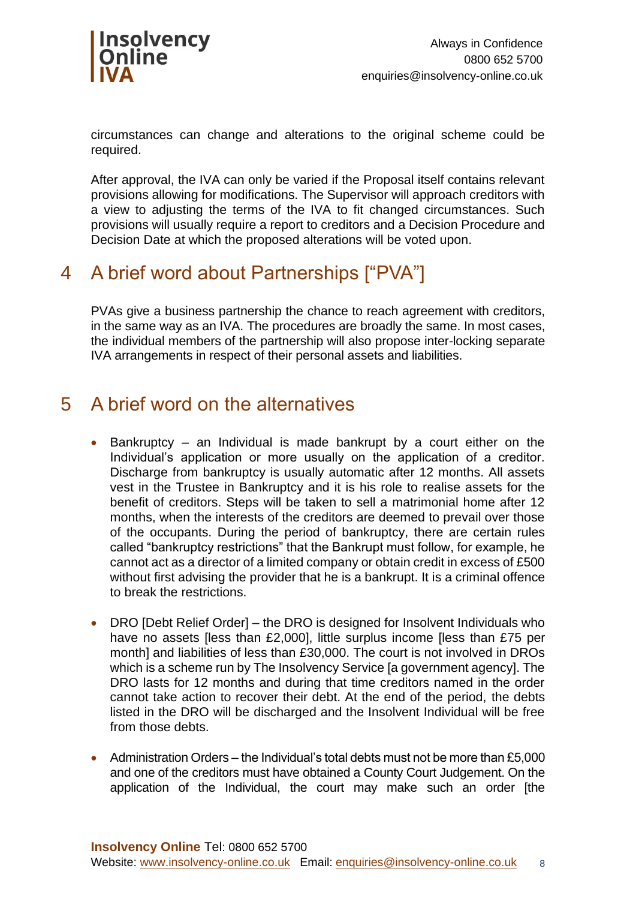circumstances can change and alterations to the original scheme could be required.

After approval, the IVA can only be varied if the Proposal itself contains relevant provisions allowing for modifications. The Supervisor will approach creditors with a view to adjusting the terms of the IVA to fit changed circumstances. Such provisions will usually require a report to creditors and a Decision Procedure and Decision Date at which the proposed alterations will be voted upon.

## 4 A brief word about Partnerships ["PVA"]

PVAs give a business partnership the chance to reach agreement with creditors, in the same way as an IVA. The procedures are broadly the same. In most cases, the individual members of the partnership will also propose inter-locking separate IVA arrangements in respect of their personal assets and liabilities.

## 5 A brief word on the alternatives

- Bankruptcy – an Individual is made bankrupt by a court either on the Individual's application or more usually on the application of a creditor. Discharge from bankruptcy is usually automatic after 12 months. All assets vest in the Trustee in Bankruptcy and it is his role to realise assets for the benefit of creditors. Steps will be taken to sell a matrimonial home after 12 months, when the interests of the creditors are deemed to prevail over those of the occupants. During the period of bankruptcy, there are certain rules called "bankruptcy restrictions" that the Bankrupt must follow, for example, he cannot act as a director of a limited company or obtain credit in excess of £500 without first advising the provider that he is a bankrupt. It is a criminal offence to break the restrictions.

- DRO [Debt Relief Order] – the DRO is designed for Insolvent Individuals who have no assets [less than £2,000], little surplus income [less than £75 per month] and liabilities of less than £30,000. The court is not involved in DROs which is a scheme run by The Insolvency Service [a government agency]. The DRO lasts for 12 months and during that time creditors named in the order cannot take action to recover their debt. At the end of the period, the debts listed in the DRO will be discharged and the Insolvent Individual will be free from those debts.

- Administration Orders – the Individual's total debts must not be more than £5,000 and one of the creditors must have obtained a County Court Judgement. On the application of the Individual, the court may make such an order [the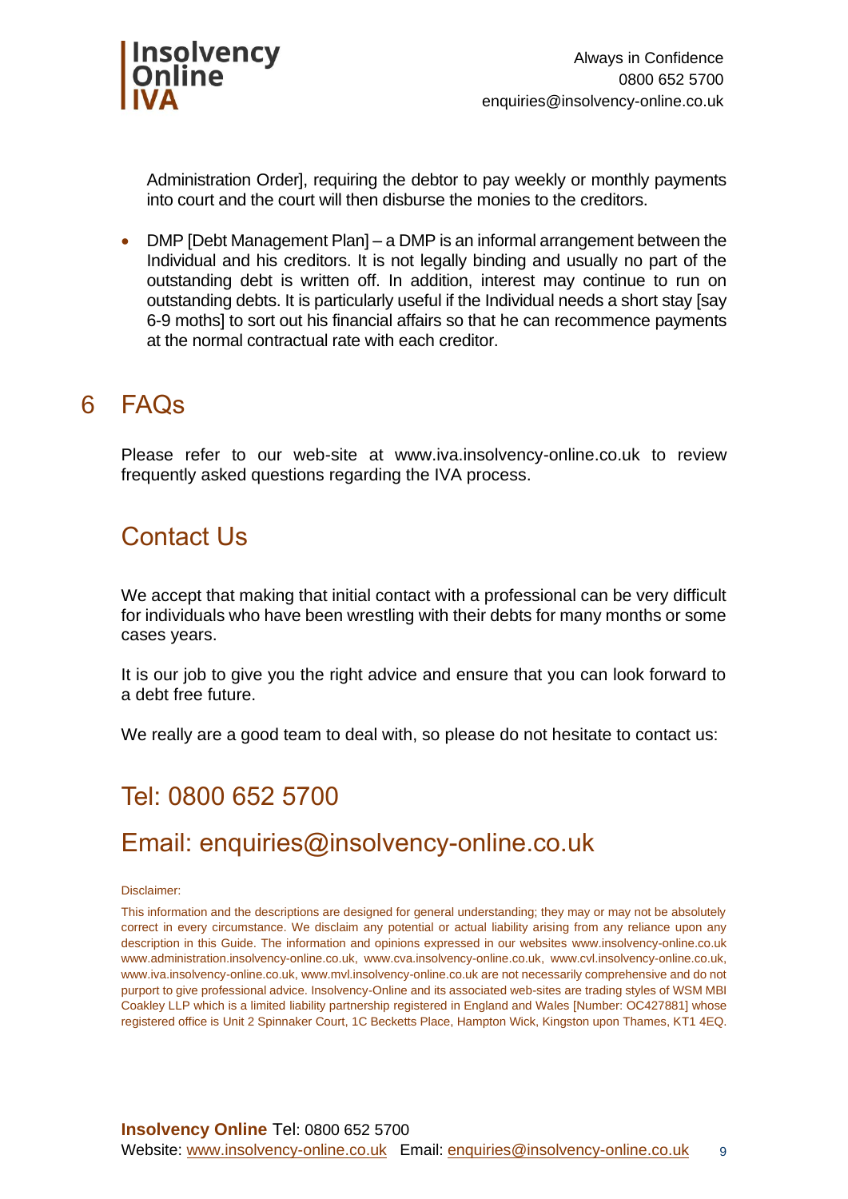Administration Order], requiring the debtor to pay weekly or monthly payments into court and the court will then disburse the monies to the creditors.

- DMP [Debt Management Plan] – a DMP is an informal arrangement between the Individual and his creditors. It is not legally binding and usually no part of the outstanding debt is written off. In addition, interest may continue to run on outstanding debts. It is particularly useful if the Individual needs a short stay [say 6-9 moths] to sort out his financial affairs so that he can recommence payments at the normal contractual rate with each creditor.

# 6 FAQs

Please refer to our web-site at www.iva.insolvency-online.co.uk to review frequently asked questions regarding the IVA process.

## Contact Us

We accept that making that initial contact with a professional can be very difficult for individuals who have been wrestling with their debts for many months or some cases years.

It is our job to give you the right advice and ensure that you can look forward to a debt free future.

We really are a good team to deal with, so please do not hesitate to contact us:

## Tel: 0800 652 5700

## Email: enquiries@insolvency-online.co.uk

Disclaimer:

This information and the descriptions are designed for general understanding; they may or may not be absolutely correct in every circumstance. We disclaim any potential or actual liability arising from any reliance upon any description in this Guide. The information and opinions expressed in our websites www.insolvency-online.co.uk www.administration.insolvency-online.co.uk, www.cva.insolvency-online.co.uk, www.cvl.insolvency-online.co.uk, www.iva.insolvency-online.co.uk, www.mvl.insolvency-online.co.uk are not necessarily comprehensive and do not purport to give professional advice. Insolvency-Online and its associated web-sites are trading styles of WSM MBI Coakley LLP which is a limited liability partnership registered in England and Wales [Number: OC427881] whose registered office is Unit 2 Spinnaker Court, 1C Becketts Place, Hampton Wick, Kingston upon Thames, KT1 4EQ.